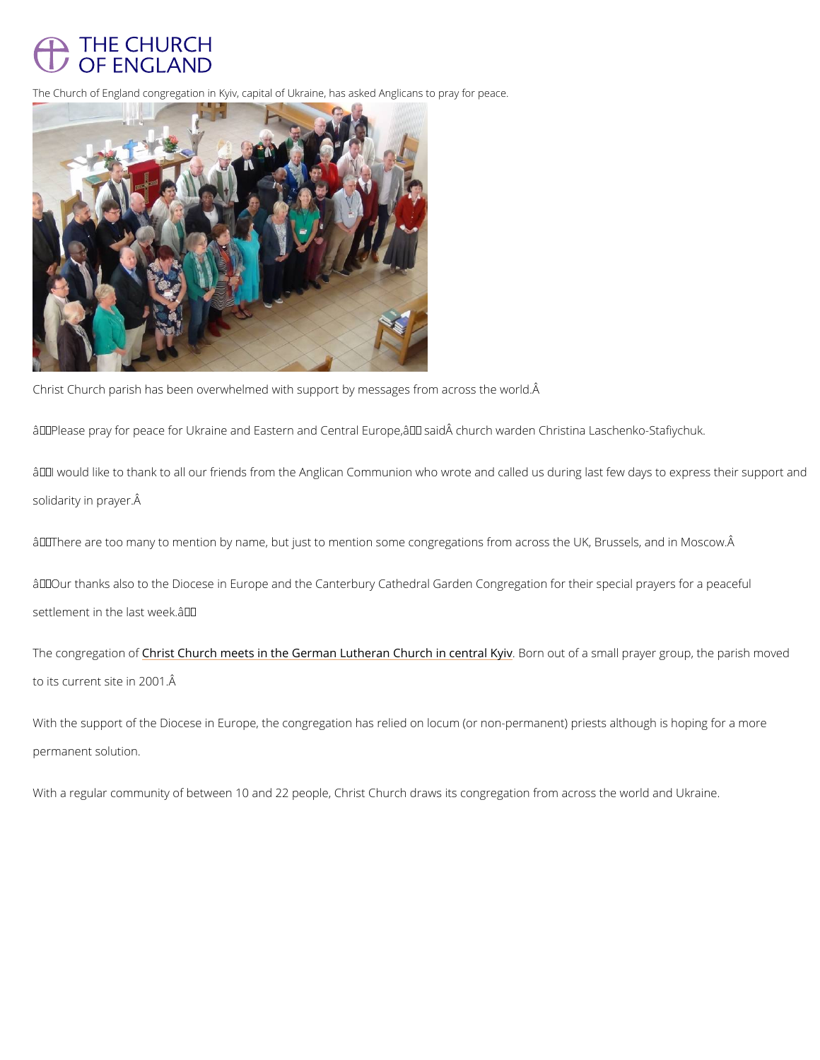# THE CHURCH OF ENGLAND

The Church of England congregation in Kyiv, capital of Ukraine, has asked Anglicans to pray for peace.

Christ Church parish has been overwhelmed with support by messages from across the world.Â

â€œPlease pray for peace for Ukraine and Eastern and Central Europe,â€ saidÂ church warden Christina Laschenko-Stafiychuk.

â€œI would like to thank to all our friends from the Anglican Communion who wrote and called us during last few days to express their support and solidarity in prayer.Â

â€œThere are too many to mention by name, but just to mention some congregations from across the UK, Brussels, and in Moscow.Â

â€œOur thanks also to the Diocese in Europe and the Canterbury Cathedral Garden Congregation for their special prayers for a peaceful settlement in the last week.â€

The congregation of Christ Church meets in the German Lutheran Church in central Kyiv. Born out of a small prayer group, the parish moved to its current site in 2001.Â

With the support of the Diocese in Europe, the congregation has relied on locum (or non-permanent) priests although is hoping for a more permanent solution.

With a regular community of between 10 and 22 people, Christ Church draws its congregation from across the world and Ukraine.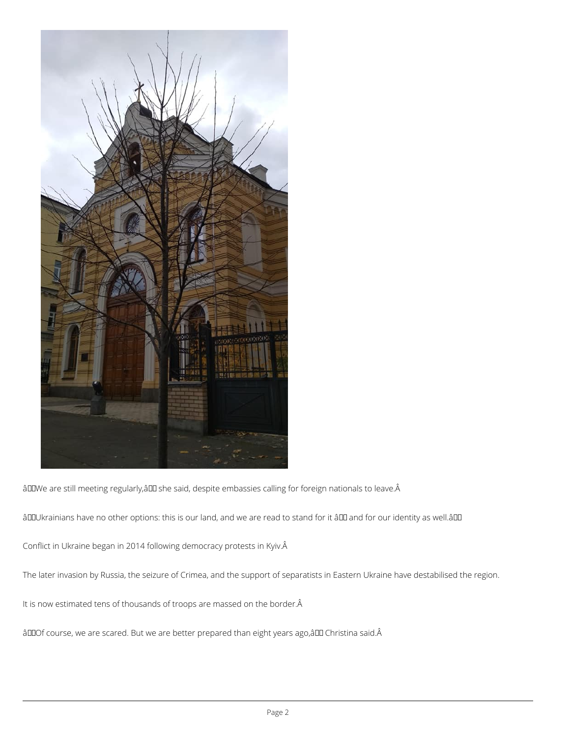â€œWe are still meeting regularly,â€ she said, despite embassies calling for foreign nationals to leave.Â 

â€œUkrainians have no other options: this is our land, and we are read to stand for it â€" and for our identity as well.â€

Conflict in Ukraine began in 2014 following democracy protests in Kyiv.Â 

The later invasion by Russia, the seizure of Crimea, and the support of separatists in Eastern Ukraine have destabilised the region.

It is now estimated tens of thousands of troops are massed on the border.Â 

â€œOf course, we are scared. But we are better prepared than eight years ago,â€ Christina said.Â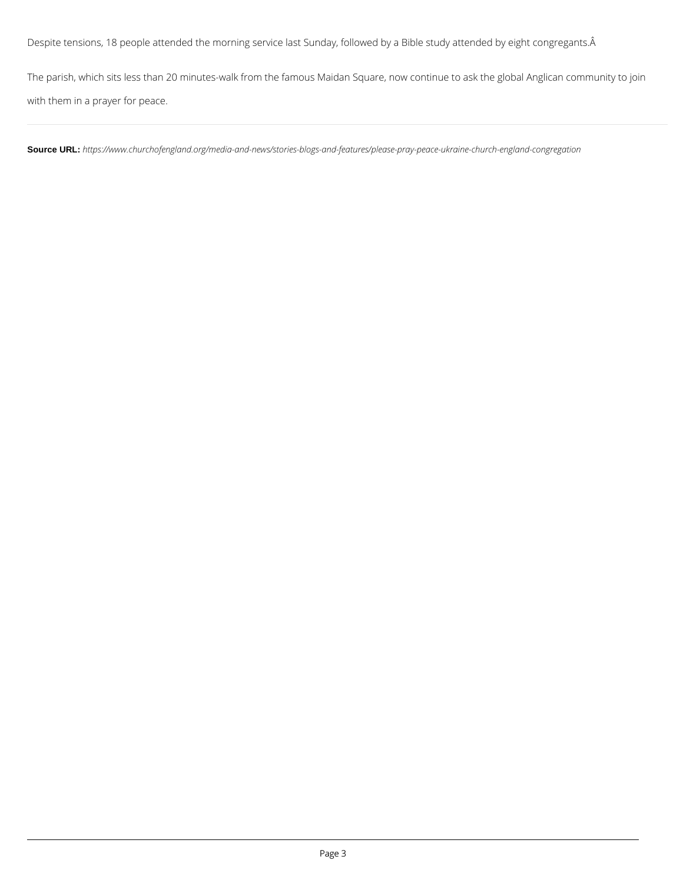Despite tensions, 18 people attended the morning service last Sunday, followed by a Bible study attended by eight congregants.Â

The parish, which sits less than 20 minutes-walk from the famous Maidan Square, now continue to ask the global Anglican community to join with them in a prayer for peace.

---

**Source URL:** *https://www.churchofengland.org/media-and-news/stories-blogs-and-features/please-pray-peace-ukraine-church-england-congregation*